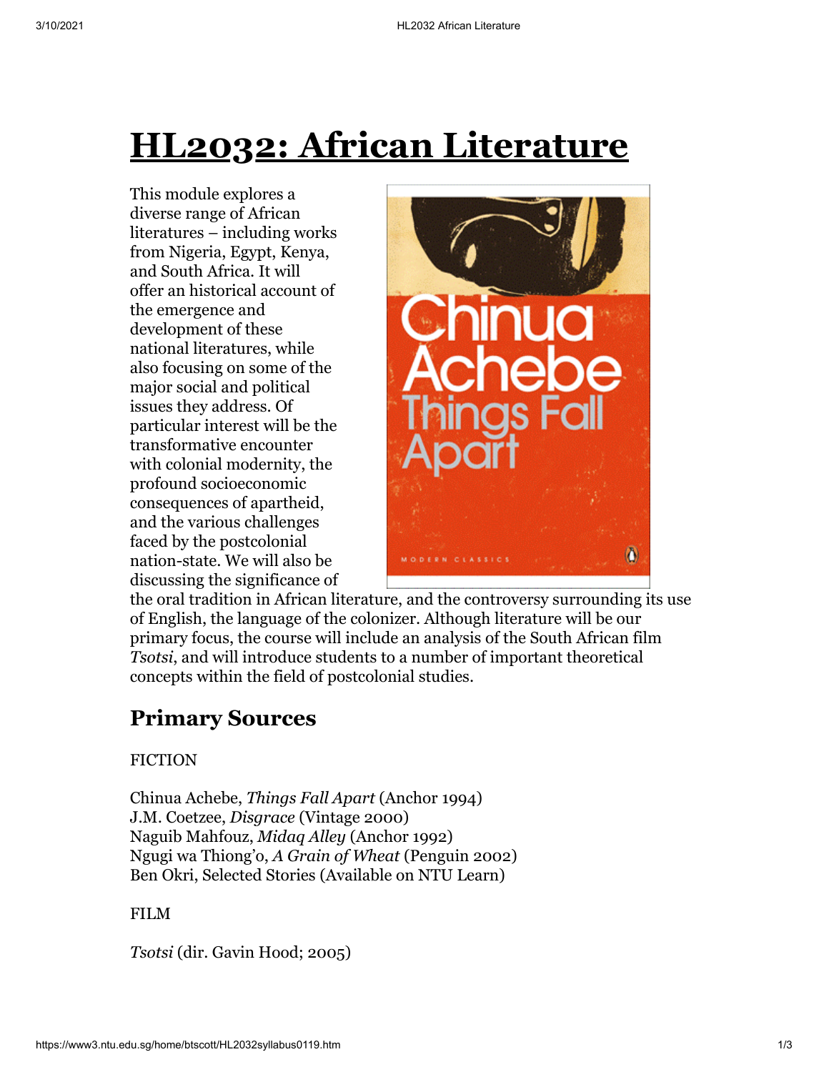# HL2032: African Literature

This module explores a diverse range of African literatures – including works from Nigeria, Egypt, Kenya, and South Africa. It will offer an historical account of the emergence and development of these national literatures, while also focusing on some of the major social and political issues they address. Of particular interest will be the transformative encounter with colonial modernity, the profound socioeconomic consequences of apartheid, and the various challenges faced by the postcolonial nation-state. We will also be discussing the significance of the oral tradition in African literature, and the controversy surrounding its use of English, the language of the colonizer. Although literature will be our primary focus, the course will include an analysis of the South African film *Tsotsi*, and will introduce students to a number of important theoretical concepts within the field of postcolonial studies.

## Primary Sources

FICTION

Chinua Achebe, *Things Fall Apart* (Anchor 1994)
J.M. Coetzee, *Disgrace* (Vintage 2000)
Naguib Mahfouz, *Midaq Alley* (Anchor 1992)
Ngugi wa Thiong'o, *A Grain of Wheat* (Penguin 2002)
Ben Okri, Selected Stories (Available on NTU Learn)

FILM

*Tsotsi* (dir. Gavin Hood; 2005)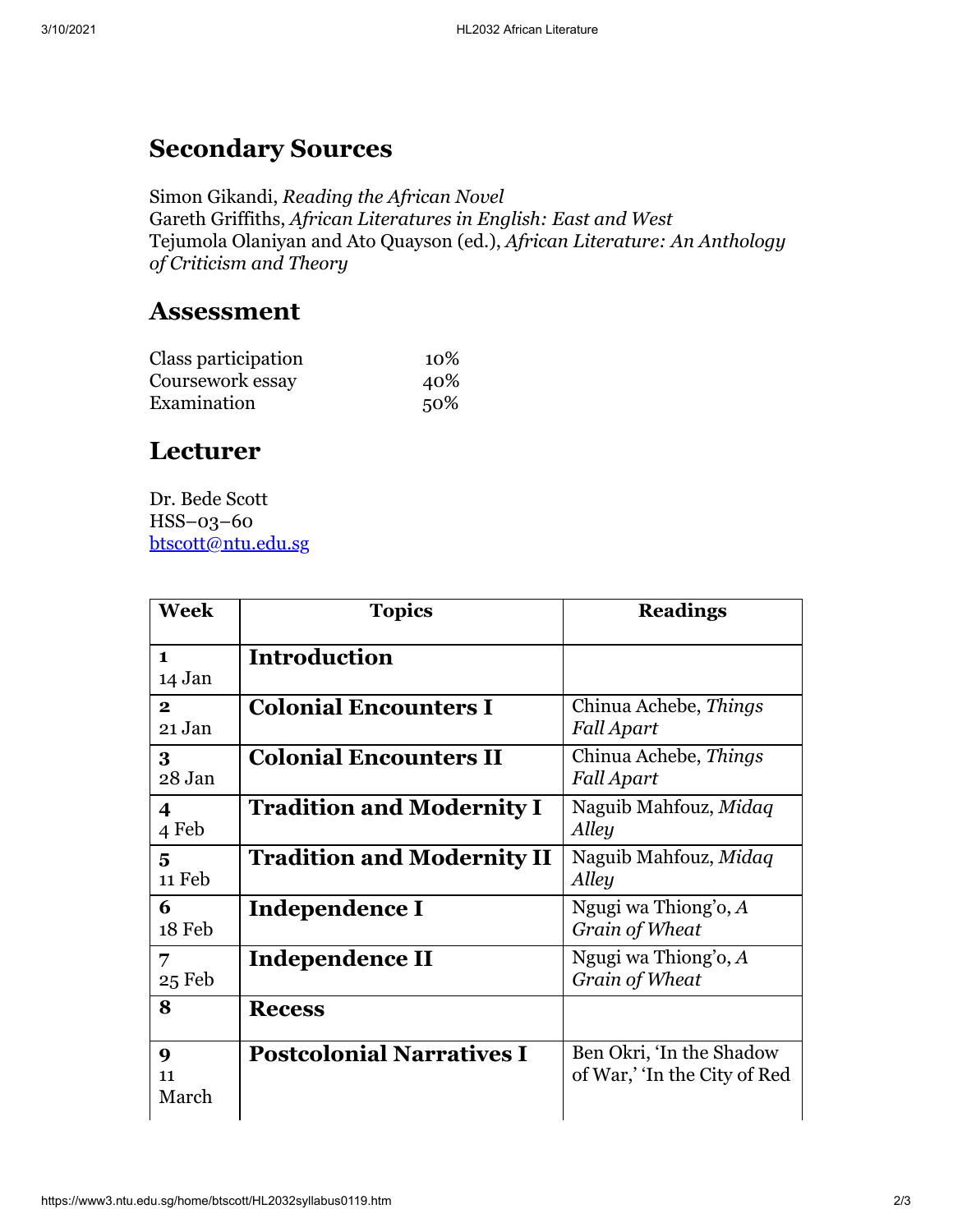## Secondary Sources

Simon Gikandi, *Reading the African Novel*
Gareth Griffiths, *African Literatures in English: East and West*
Tejumola Olaniyan and Ato Quayson (ed.), *African Literature: An Anthology of Criticism and Theory*

## Assessment

| | |
|---|---|
| Class participation | 10% |
| Coursework essay | 40% |
| Examination | 50% |

## Lecturer

Dr. Bede Scott
HSS–03–60
btscott@ntu.edu.sg

| Week | Topics | Readings |
|---|---|---|
| **1** 14 Jan | **Introduction** | |
| **2** 21 Jan | **Colonial Encounters I** | Chinua Achebe, *Things Fall Apart* |
| **3** 28 Jan | **Colonial Encounters II** | Chinua Achebe, *Things Fall Apart* |
| **4** 4 Feb | **Tradition and Modernity I** | Naguib Mahfouz, *Midaq Alley* |
| **5** 11 Feb | **Tradition and Modernity II** | Naguib Mahfouz, *Midaq Alley* |
| **6** 18 Feb | **Independence I** | Ngugi wa Thiong'o, *A Grain of Wheat* |
| **7** 25 Feb | **Independence II** | Ngugi wa Thiong'o, *A Grain of Wheat* |
| **8** | **Recess** | |
| **9** 11 March | **Postcolonial Narratives I** | Ben Okri, 'In the Shadow of War,' 'In the City of Red |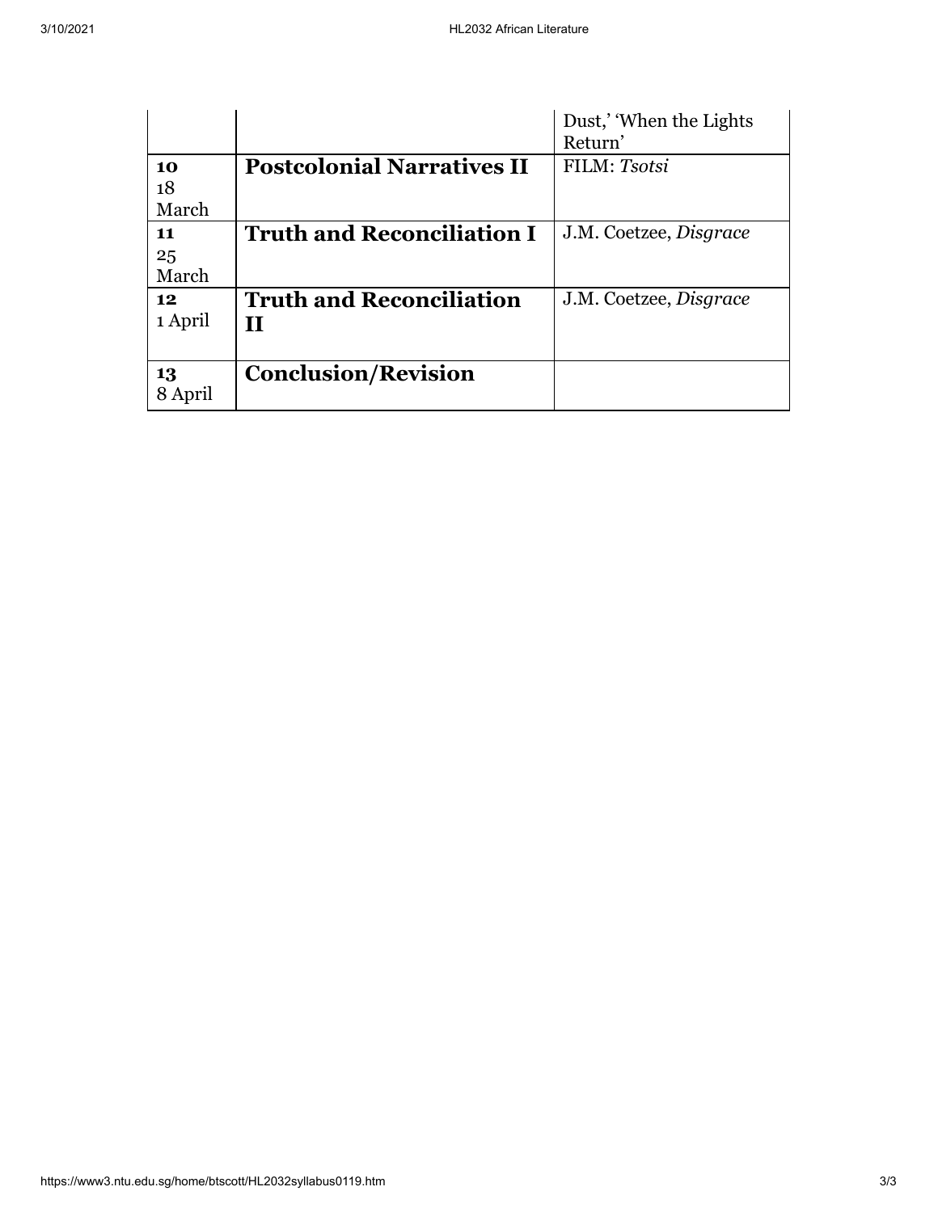| | | |
| --- | --- | --- |
| | | Dust,' 'When the Lights Return' |
| **10** 18 March | **Postcolonial Narratives II** | FILM: *Tsotsi* |
| **11** 25 March | **Truth and Reconciliation I** | J.M. Coetzee, *Disgrace* |
| **12** 1 April | **Truth and Reconciliation II** | J.M. Coetzee, *Disgrace* |
| **13** 8 April | **Conclusion/Revision** | |